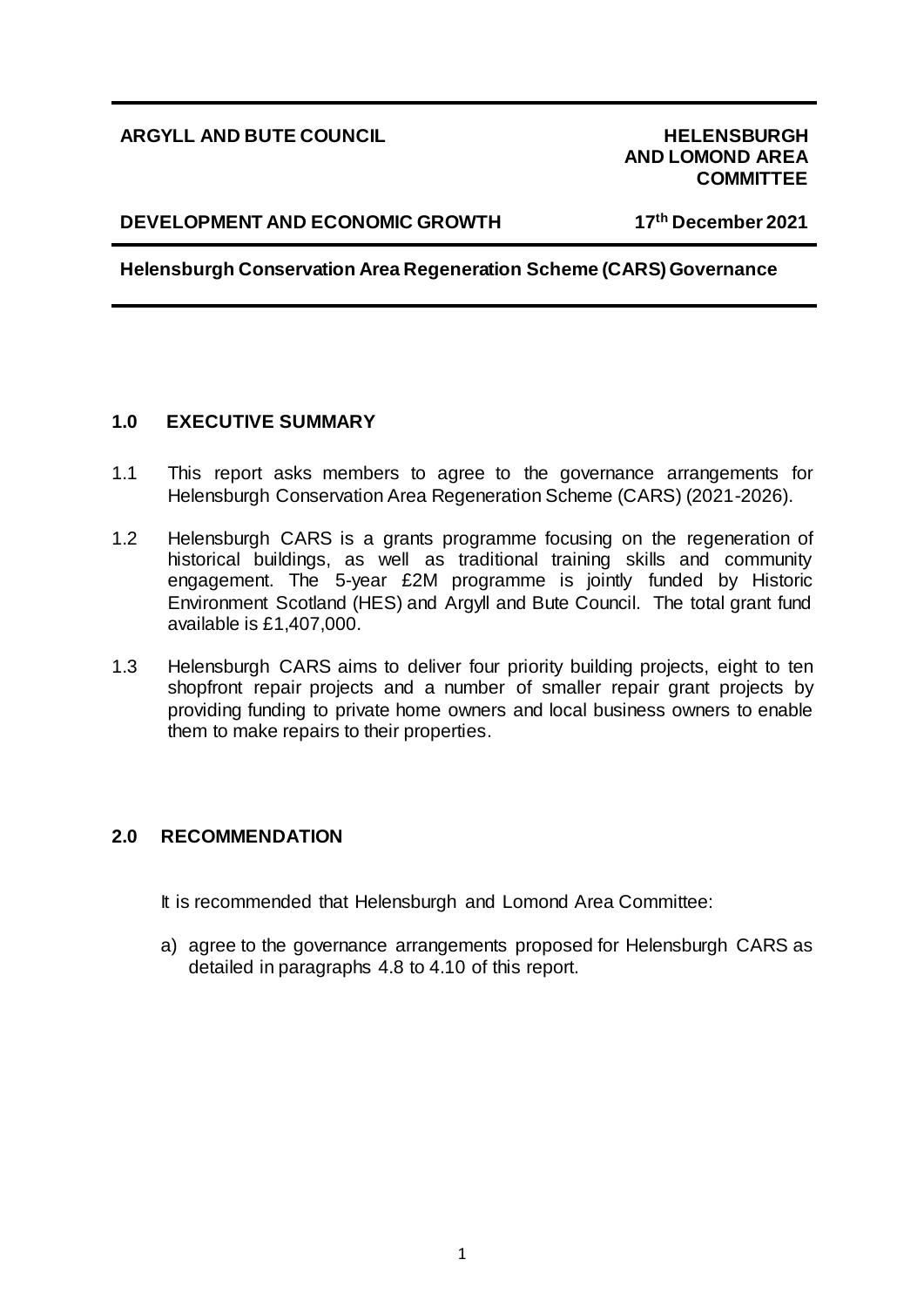**ARGYLL AND BUTE COUNCIL** **HELENSBURGH AND LOMOND AREA COMMITTEE**

**DEVELOPMENT AND ECONOMIC GROWTH** **17th December 2021**

**Helensburgh Conservation Area Regeneration Scheme (CARS) Governance**

## 1.0 EXECUTIVE SUMMARY

1.1 This report asks members to agree to the governance arrangements for Helensburgh Conservation Area Regeneration Scheme (CARS) (2021-2026).

1.2 Helensburgh CARS is a grants programme focusing on the regeneration of historical buildings, as well as traditional training skills and community engagement. The 5-year £2M programme is jointly funded by Historic Environment Scotland (HES) and Argyll and Bute Council. The total grant fund available is £1,407,000.

1.3 Helensburgh CARS aims to deliver four priority building projects, eight to ten shopfront repair projects and a number of smaller repair grant projects by providing funding to private home owners and local business owners to enable them to make repairs to their properties.

## 2.0 RECOMMENDATION

It is recommended that Helensburgh and Lomond Area Committee:

a) agree to the governance arrangements proposed for Helensburgh CARS as detailed in paragraphs 4.8 to 4.10 of this report.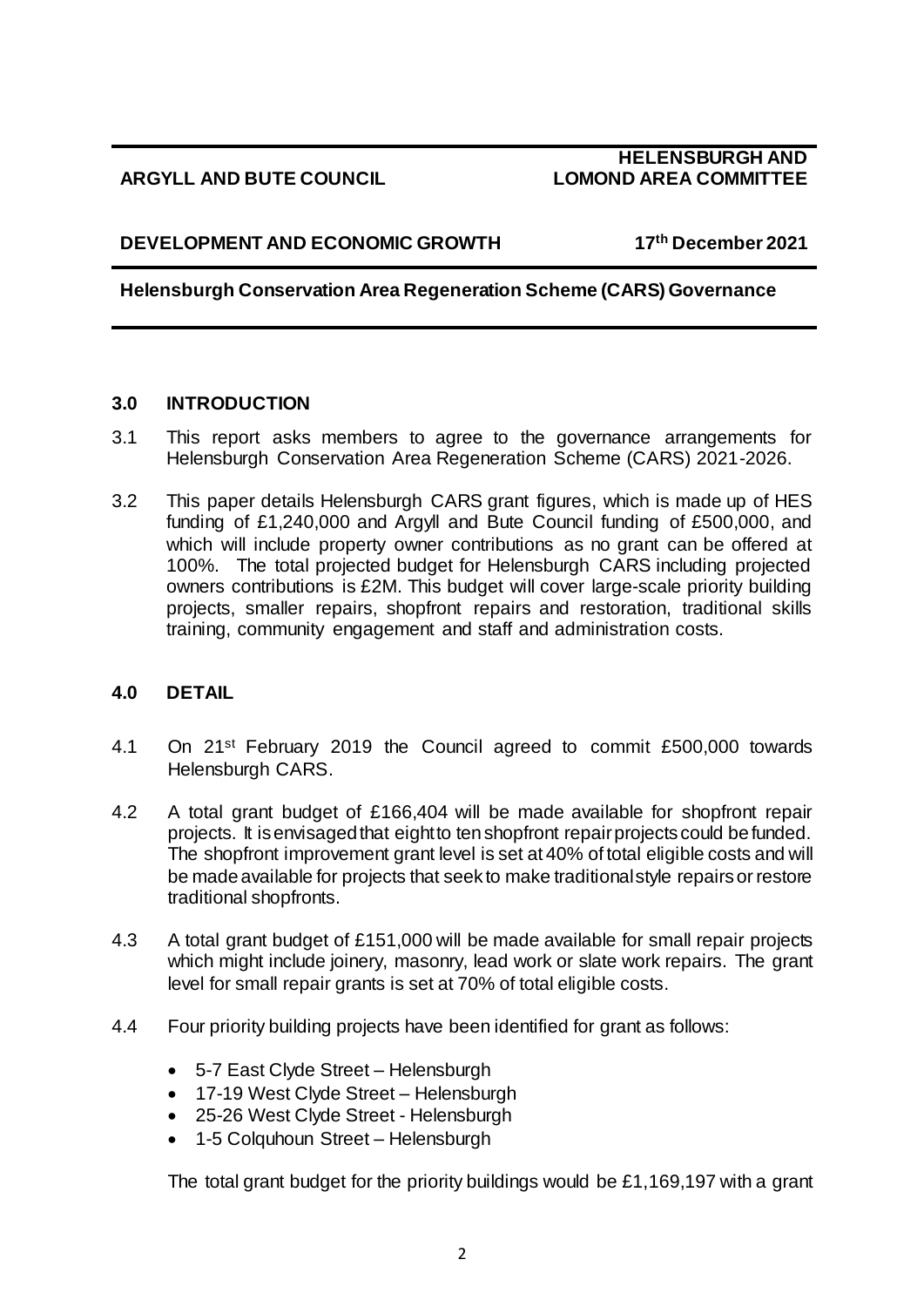**ARGYLL AND BUTE COUNCIL** **HELENSBURGH AND LOMOND AREA COMMITTEE**

**DEVELOPMENT AND ECONOMIC GROWTH** **17th December 2021**

**Helensburgh Conservation Area Regeneration Scheme (CARS) Governance**

## 3.0 INTRODUCTION

3.1 This report asks members to agree to the governance arrangements for Helensburgh Conservation Area Regeneration Scheme (CARS) 2021-2026.

3.2 This paper details Helensburgh CARS grant figures, which is made up of HES funding of £1,240,000 and Argyll and Bute Council funding of £500,000, and which will include property owner contributions as no grant can be offered at 100%. The total projected budget for Helensburgh CARS including projected owners contributions is £2M. This budget will cover large-scale priority building projects, smaller repairs, shopfront repairs and restoration, traditional skills training, community engagement and staff and administration costs.

## 4.0 DETAIL

4.1 On 21st February 2019 the Council agreed to commit £500,000 towards Helensburgh CARS.

4.2 A total grant budget of £166,404 will be made available for shopfront repair projects. It is envisaged that eight to ten shopfront repair projects could be funded. The shopfront improvement grant level is set at 40% of total eligible costs and will be made available for projects that seek to make traditional style repairs or restore traditional shopfronts.

4.3 A total grant budget of £151,000 will be made available for small repair projects which might include joinery, masonry, lead work or slate work repairs. The grant level for small repair grants is set at 70% of total eligible costs.

4.4 Four priority building projects have been identified for grant as follows:

- 5-7 East Clyde Street – Helensburgh
- 17-19 West Clyde Street – Helensburgh
- 25-26 West Clyde Street - Helensburgh
- 1-5 Colquhoun Street – Helensburgh

The total grant budget for the priority buildings would be £1,169,197 with a grant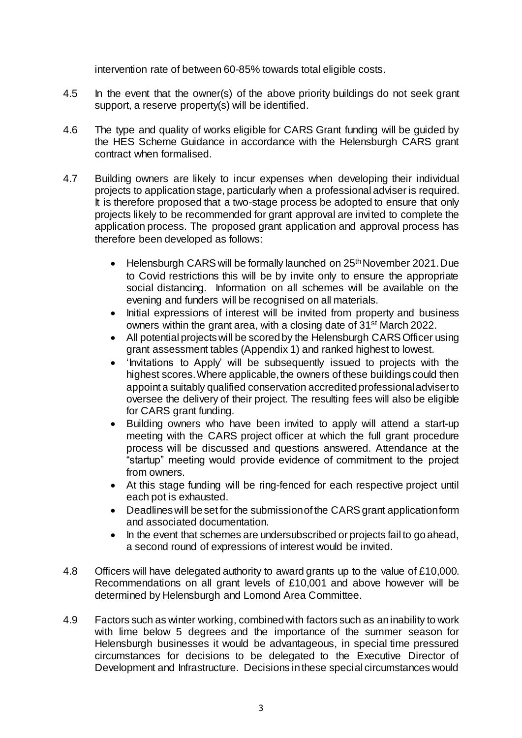intervention rate of between 60-85% towards total eligible costs.

4.5 In the event that the owner(s) of the above priority buildings do not seek grant support, a reserve property(s) will be identified.

4.6 The type and quality of works eligible for CARS Grant funding will be guided by the HES Scheme Guidance in accordance with the Helensburgh CARS grant contract when formalised.

4.7 Building owners are likely to incur expenses when developing their individual projects to application stage, particularly when a professional adviser is required. It is therefore proposed that a two-stage process be adopted to ensure that only projects likely to be recommended for grant approval are invited to complete the application process. The proposed grant application and approval process has therefore been developed as follows:

- Helensburgh CARS will be formally launched on 25th November 2021. Due to Covid restrictions this will be by invite only to ensure the appropriate social distancing. Information on all schemes will be available on the evening and funders will be recognised on all materials.
- Initial expressions of interest will be invited from property and business owners within the grant area, with a closing date of 31st March 2022.
- All potential projects will be scored by the Helensburgh CARS Officer using grant assessment tables (Appendix 1) and ranked highest to lowest.
- 'Invitations to Apply' will be subsequently issued to projects with the highest scores. Where applicable, the owners of these buildings could then appoint a suitably qualified conservation accredited professional adviser to oversee the delivery of their project. The resulting fees will also be eligible for CARS grant funding.
- Building owners who have been invited to apply will attend a start-up meeting with the CARS project officer at which the full grant procedure process will be discussed and questions answered. Attendance at the "startup" meeting would provide evidence of commitment to the project from owners.
- At this stage funding will be ring-fenced for each respective project until each pot is exhausted.
- Deadlines will be set for the submission of the CARS grant application form and associated documentation.
- In the event that schemes are undersubscribed or projects fail to go ahead, a second round of expressions of interest would be invited.

4.8 Officers will have delegated authority to award grants up to the value of £10,000. Recommendations on all grant levels of £10,001 and above however will be determined by Helensburgh and Lomond Area Committee.

4.9 Factors such as winter working, combined with factors such as an inability to work with lime below 5 degrees and the importance of the summer season for Helensburgh businesses it would be advantageous, in special time pressured circumstances for decisions to be delegated to the Executive Director of Development and Infrastructure. Decisions in these special circumstances would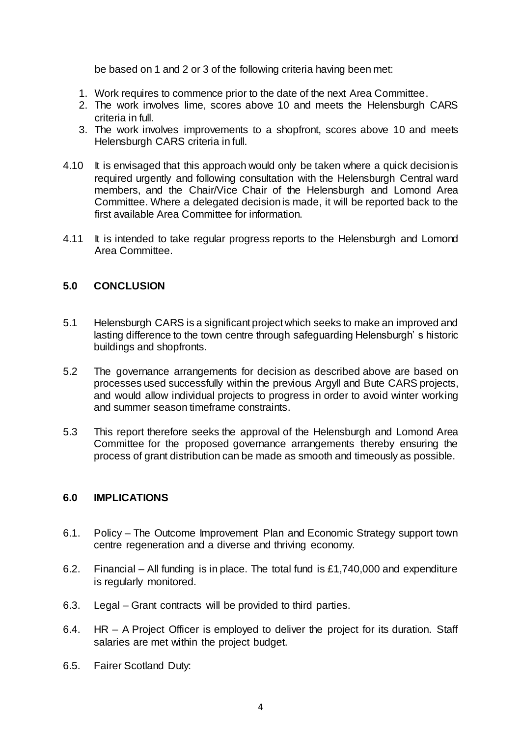be based on 1 and 2 or 3 of the following criteria having been met:

1. Work requires to commence prior to the date of the next Area Committee.
2. The work involves lime, scores above 10 and meets the Helensburgh CARS criteria in full.
3. The work involves improvements to a shopfront, scores above 10 and meets Helensburgh CARS criteria in full.

4.10 It is envisaged that this approach would only be taken where a quick decision is required urgently and following consultation with the Helensburgh Central ward members, and the Chair/Vice Chair of the Helensburgh and Lomond Area Committee. Where a delegated decision is made, it will be reported back to the first available Area Committee for information.

4.11 It is intended to take regular progress reports to the Helensburgh and Lomond Area Committee.

## 5.0 CONCLUSION

5.1 Helensburgh CARS is a significant project which seeks to make an improved and lasting difference to the town centre through safeguarding Helensburgh' s historic buildings and shopfronts.

5.2 The governance arrangements for decision as described above are based on processes used successfully within the previous Argyll and Bute CARS projects, and would allow individual projects to progress in order to avoid winter working and summer season timeframe constraints.

5.3 This report therefore seeks the approval of the Helensburgh and Lomond Area Committee for the proposed governance arrangements thereby ensuring the process of grant distribution can be made as smooth and timeously as possible.

## 6.0 IMPLICATIONS

6.1. Policy – The Outcome Improvement Plan and Economic Strategy support town centre regeneration and a diverse and thriving economy.

6.2. Financial – All funding is in place. The total fund is £1,740,000 and expenditure is regularly monitored.

6.3. Legal – Grant contracts will be provided to third parties.

6.4. HR – A Project Officer is employed to deliver the project for its duration. Staff salaries are met within the project budget.

6.5. Fairer Scotland Duty: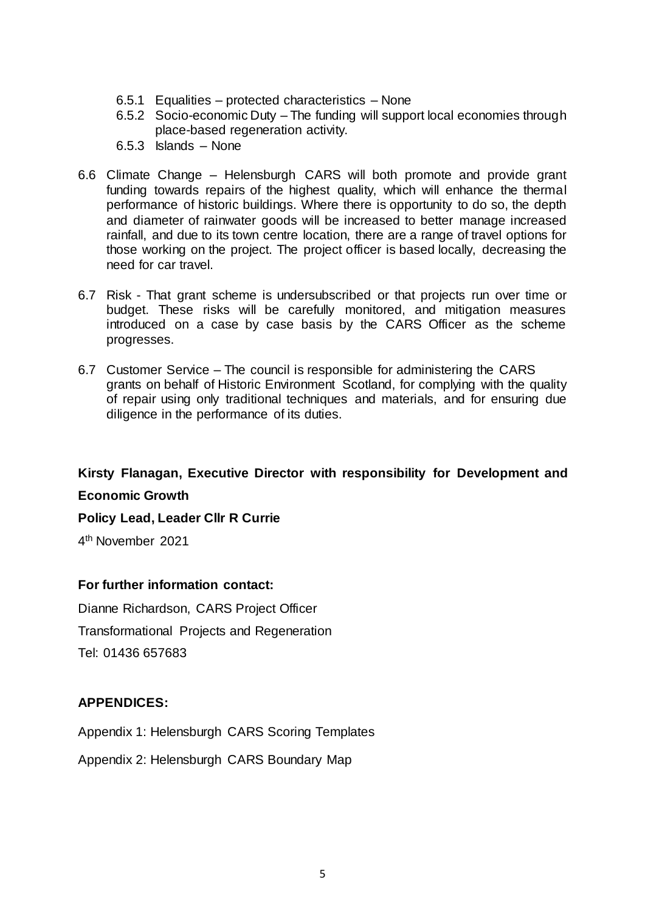- 6.5.1 Equalities – protected characteristics – None
- 6.5.2 Socio-economic Duty – The funding will support local economies through place-based regeneration activity.
- 6.5.3 Islands – None

6.6 Climate Change – Helensburgh CARS will both promote and provide grant funding towards repairs of the highest quality, which will enhance the thermal performance of historic buildings. Where there is opportunity to do so, the depth and diameter of rainwater goods will be increased to better manage increased rainfall, and due to its town centre location, there are a range of travel options for those working on the project. The project officer is based locally, decreasing the need for car travel.

6.7 Risk - That grant scheme is undersubscribed or that projects run over time or budget. These risks will be carefully monitored, and mitigation measures introduced on a case by case basis by the CARS Officer as the scheme progresses.

6.7 Customer Service – The council is responsible for administering the CARS grants on behalf of Historic Environment Scotland, for complying with the quality of repair using only traditional techniques and materials, and for ensuring due diligence in the performance of its duties.

**Kirsty Flanagan, Executive Director with responsibility for Development and Economic Growth**

**Policy Lead, Leader Cllr R Currie**

4th November 2021

**For further information contact:**

Dianne Richardson, CARS Project Officer

Transformational Projects and Regeneration

Tel: 01436 657683

**APPENDICES:**

Appendix 1: Helensburgh CARS Scoring Templates

Appendix 2: Helensburgh CARS Boundary Map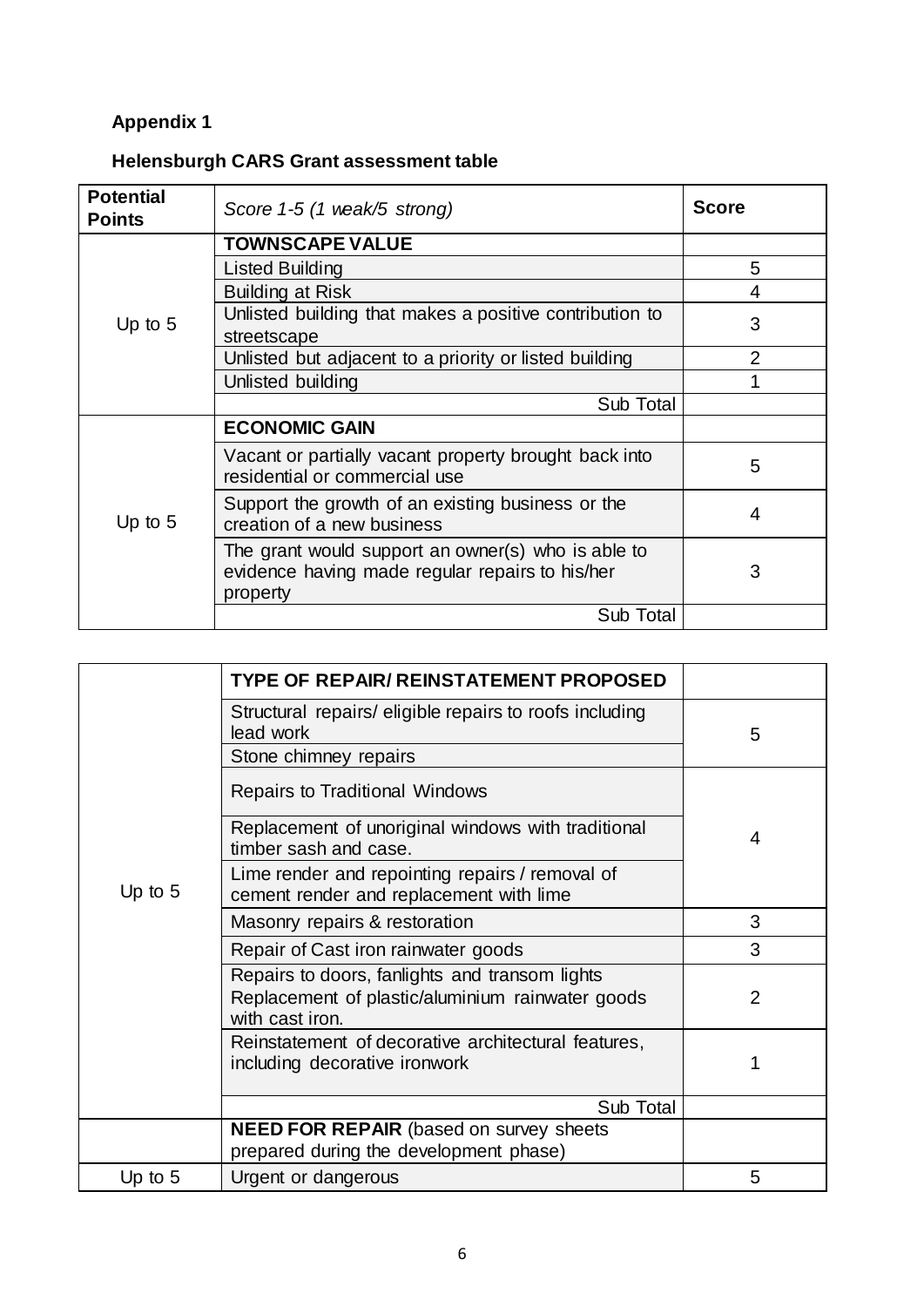**Appendix 1**

**Helensburgh CARS Grant assessment table**

| Potential Points | *Score 1-5 (1 weak/5 strong)* | Score |
|---|---|---|
| Up to 5 | **TOWNSCAPE VALUE** | |
| | Listed Building | 5 |
| | Building at Risk | 4 |
| | Unlisted building that makes a positive contribution to streetscape | 3 |
| | Unlisted but adjacent to a priority or listed building | 2 |
| | Unlisted building | 1 |
| | Sub Total | |
| Up to 5 | **ECONOMIC GAIN** | |
| | Vacant or partially vacant property brought back into residential or commercial use | 5 |
| | Support the growth of an existing business or the creation of a new business | 4 |
| | The grant would support an owner(s) who is able to evidence having made regular repairs to his/her property | 3 |
| | Sub Total | |

| | | |
|---|---|---|
| Up to 5 | **TYPE OF REPAIR/ REINSTATEMENT PROPOSED** | |
| | Structural repairs/ eligible repairs to roofs including lead work | 5 |
| | Stone chimney repairs | |
| | Repairs to Traditional Windows | 4 |
| | Replacement of unoriginal windows with traditional timber sash and case. | |
| | Lime render and repointing repairs / removal of cement render and replacement with lime | |
| | Masonry repairs & restoration | 3 |
| | Repair of Cast iron rainwater goods | 3 |
| | Repairs to doors, fanlights and transom lights<br>Replacement of plastic/aluminium rainwater goods with cast iron. | 2 |
| | Reinstatement of decorative architectural features, including decorative ironwork | 1 |
| | Sub Total | |
| | **NEED FOR REPAIR** (based on survey sheets prepared during the development phase) | |
| Up to 5 | Urgent or dangerous | 5 |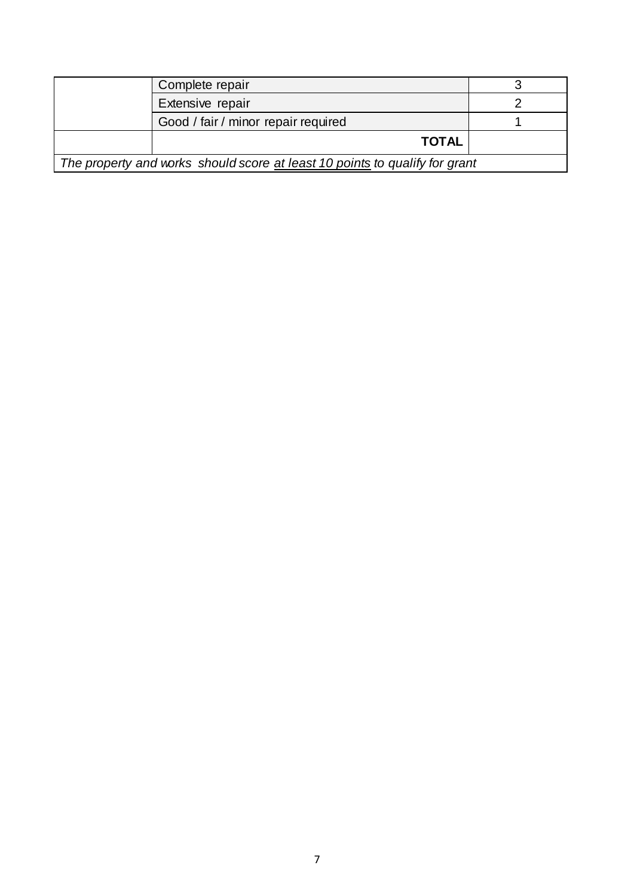| | | |
|---|---|---|
| | Complete repair | 3 |
| | Extensive repair | 2 |
| | Good / fair / minor repair required | 1 |
| | **TOTAL** | |
| *The property and works should score at least 10 points to qualify for grant* | | |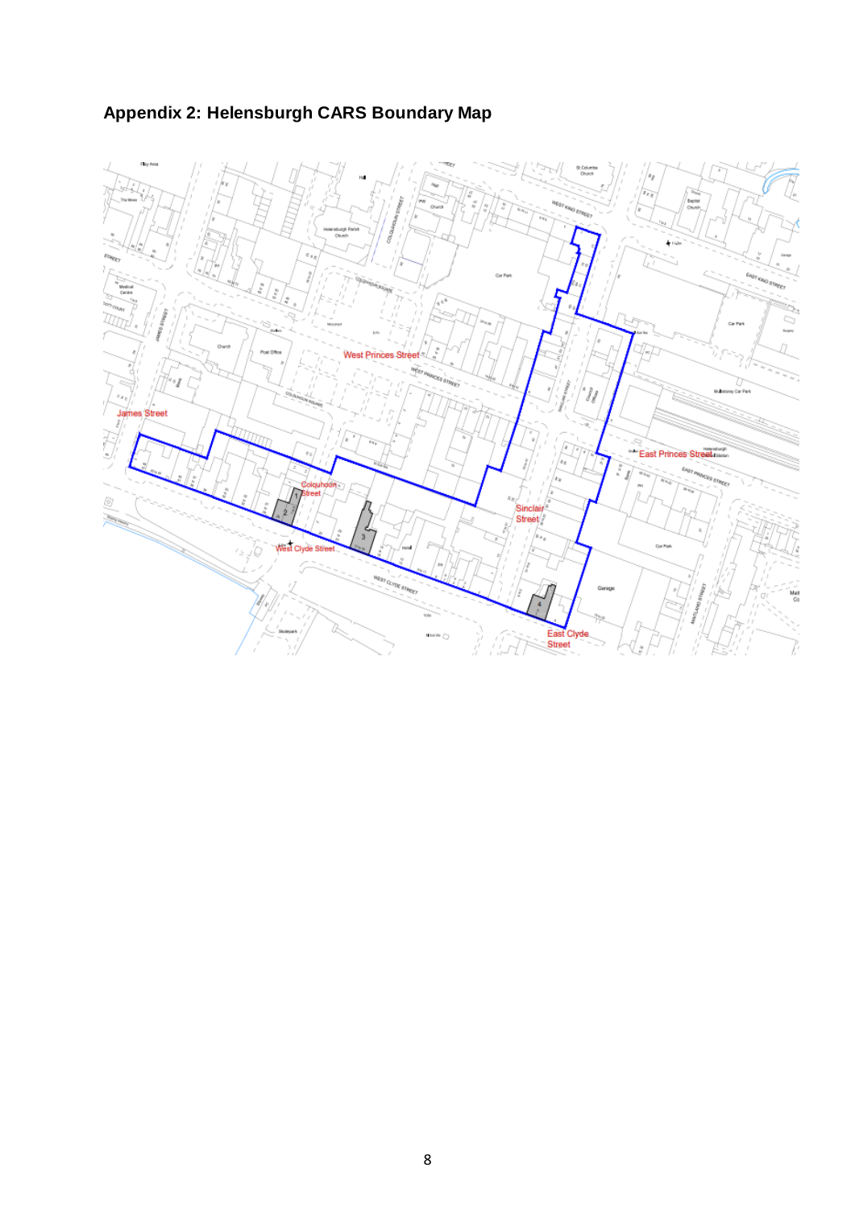## Appendix 2: Helensburgh CARS Boundary Map

James Street

West Princes Street

Colquhoun Street

West Clyde Street

Sinclair Street

East Princes Street

East Clyde Street